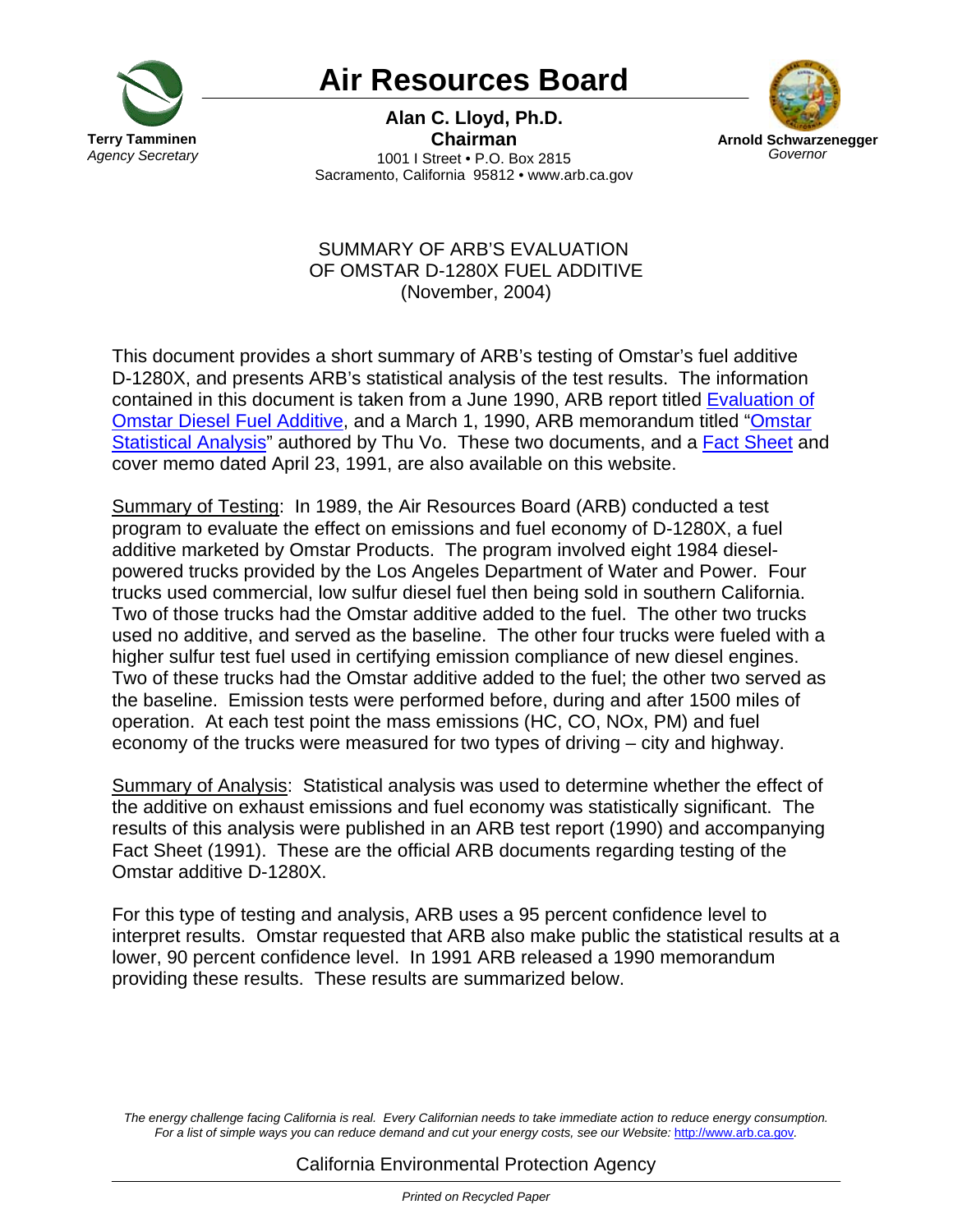**Terry Tamminen**
*Agency Secretary*

# Air Resources Board

**Alan C. Lloyd, Ph.D.**
**Chairman**
1001 I Street • P.O. Box 2815
Sacramento, California 95812 • www.arb.ca.gov

**Arnold Schwarzenegger**
*Governor*

SUMMARY OF ARB'S EVALUATION
OF OMSTAR D-1280X FUEL ADDITIVE
(November, 2004)

This document provides a short summary of ARB's testing of Omstar's fuel additive D-1280X, and presents ARB's statistical analysis of the test results. The information contained in this document is taken from a June 1990, ARB report titled Evaluation of Omstar Diesel Fuel Additive, and a March 1, 1990, ARB memorandum titled "Omstar Statistical Analysis" authored by Thu Vo. These two documents, and a Fact Sheet and cover memo dated April 23, 1991, are also available on this website.

Summary of Testing: In 1989, the Air Resources Board (ARB) conducted a test program to evaluate the effect on emissions and fuel economy of D-1280X, a fuel additive marketed by Omstar Products. The program involved eight 1984 diesel-powered trucks provided by the Los Angeles Department of Water and Power. Four trucks used commercial, low sulfur diesel fuel then being sold in southern California. Two of those trucks had the Omstar additive added to the fuel. The other two trucks used no additive, and served as the baseline. The other four trucks were fueled with a higher sulfur test fuel used in certifying emission compliance of new diesel engines. Two of these trucks had the Omstar additive added to the fuel; the other two served as the baseline. Emission tests were performed before, during and after 1500 miles of operation. At each test point the mass emissions (HC, CO, NOx, PM) and fuel economy of the trucks were measured for two types of driving – city and highway.

Summary of Analysis: Statistical analysis was used to determine whether the effect of the additive on exhaust emissions and fuel economy was statistically significant. The results of this analysis were published in an ARB test report (1990) and accompanying Fact Sheet (1991). These are the official ARB documents regarding testing of the Omstar additive D-1280X.

For this type of testing and analysis, ARB uses a 95 percent confidence level to interpret results. Omstar requested that ARB also make public the statistical results at a lower, 90 percent confidence level. In 1991 ARB released a 1990 memorandum providing these results. These results are summarized below.

*The energy challenge facing California is real. Every Californian needs to take immediate action to reduce energy consumption. For a list of simple ways you can reduce demand and cut your energy costs, see our Website: http://www.arb.ca.gov.*

California Environmental Protection Agency

*Printed on Recycled Paper*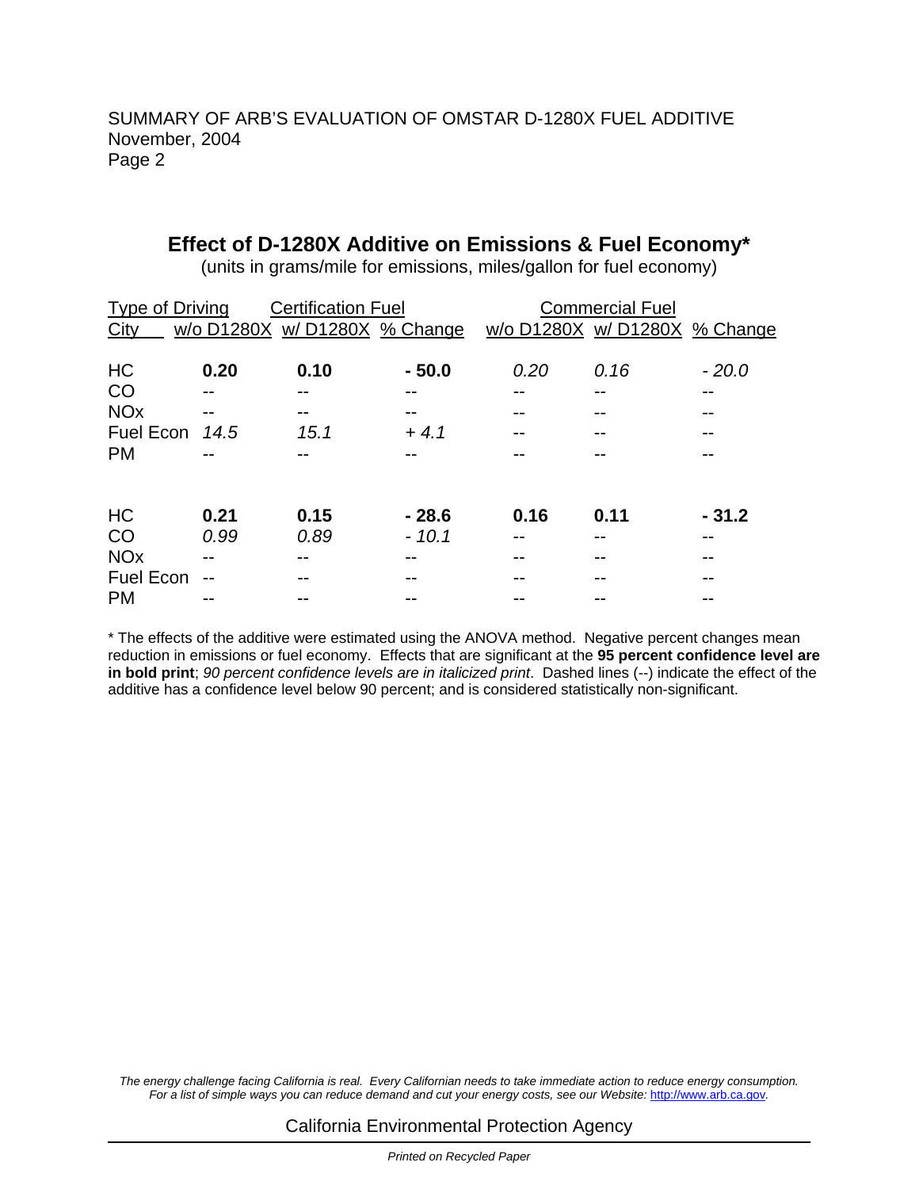SUMMARY OF ARB'S EVALUATION OF OMSTAR D-1280X FUEL ADDITIVE
November, 2004
Page 2

## Effect of D-1280X Additive on Emissions & Fuel Economy*

(units in grams/mile for emissions, miles/gallon for fuel economy)

| Type of Driving | Certification Fuel | | | Commercial Fuel | | |
|---|---|---|---|---|---|---|
| City | w/o D1280X | w/ D1280X | % Change | w/o D1280X | w/ D1280X | % Change |
| HC | **0.20** | **0.10** | **- 50.0** | *0.20* | *0.16* | *- 20.0* |
| CO | -- | -- | -- | -- | -- | -- |
| NOx | -- | -- | -- | -- | -- | -- |
| Fuel Econ | *14.5* | *15.1* | *+ 4.1* | -- | -- | -- |
| PM | -- | -- | -- | -- | -- | -- |
| | | | | | | |
| HC | **0.21** | **0.15** | **- 28.6** | **0.16** | **0.11** | **- 31.2** |
| CO | *0.99* | *0.89* | *- 10.1* | -- | -- | -- |
| NOx | -- | -- | -- | -- | -- | -- |
| Fuel Econ | -- | -- | -- | -- | -- | -- |
| PM | -- | -- | -- | -- | -- | -- |

\* The effects of the additive were estimated using the ANOVA method. Negative percent changes mean reduction in emissions or fuel economy. Effects that are significant at the **95 percent confidence level are in bold print**; *90 percent confidence levels are in italicized print*. Dashed lines (--) indicate the effect of the additive has a confidence level below 90 percent; and is considered statistically non-significant.

*The energy challenge facing California is real. Every Californian needs to take immediate action to reduce energy consumption. For a list of simple ways you can reduce demand and cut your energy costs, see our Website:* http://www.arb.ca.gov.

California Environmental Protection Agency

*Printed on Recycled Paper*